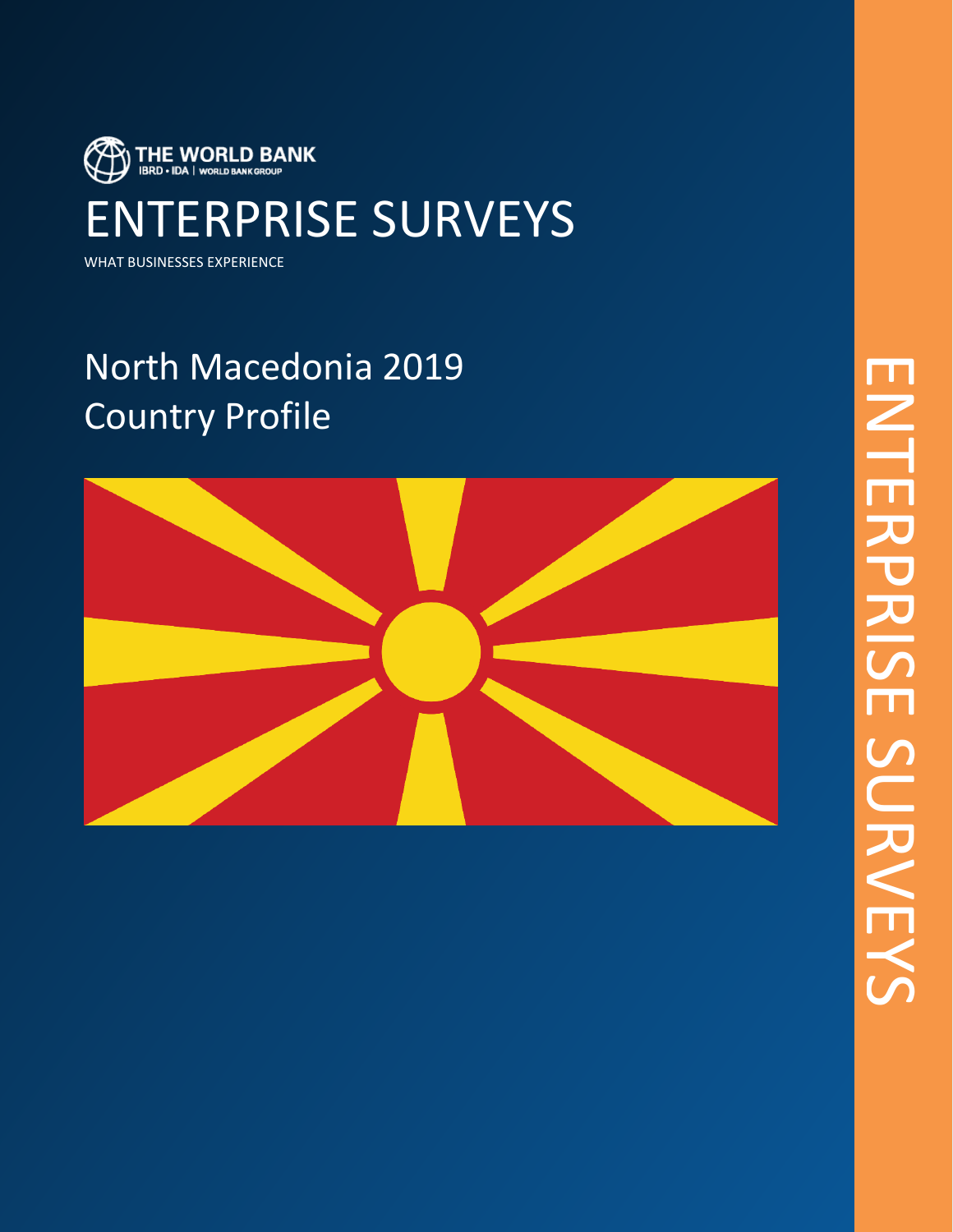THE WORLD BANK
IBRD • IDA | WORLD BANK GROUP

# ENTERPRISE SURVEYS

WHAT BUSINESSES EXPERIENCE

## North Macedonia 2019
## Country Profile

ENTERPRISE SURVEYS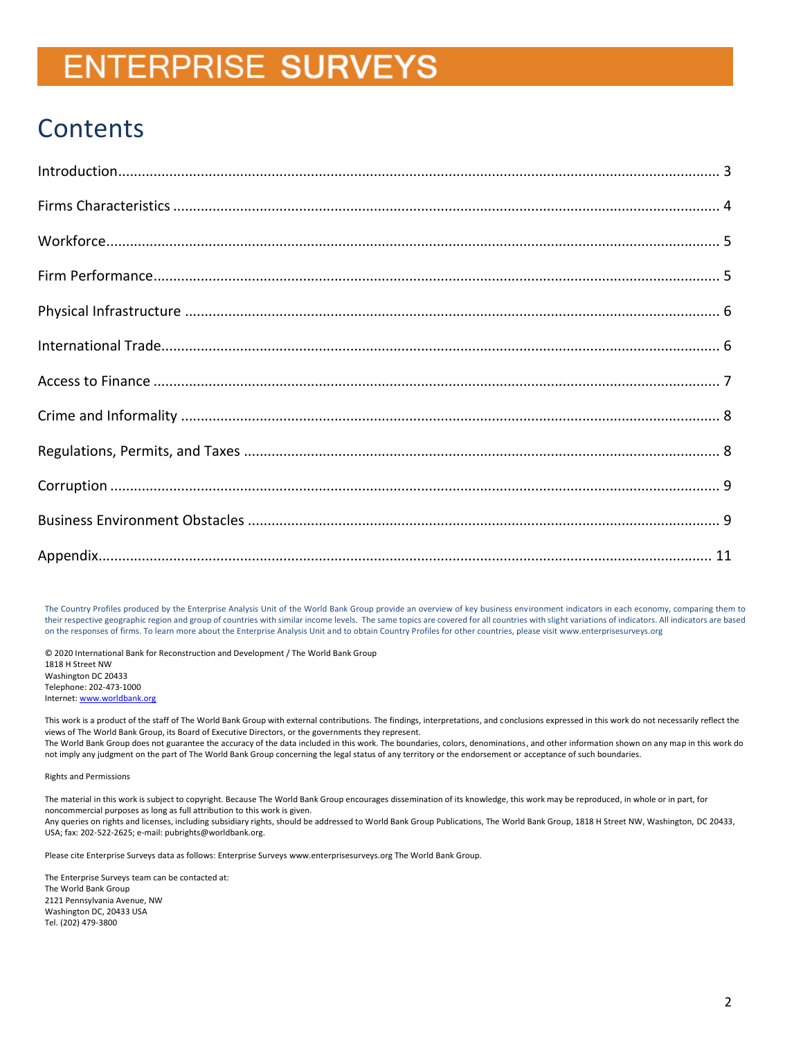# ENTERPRISE SURVEYS

## Contents

Introduction........................................................................................................................................ 3

Firms Characteristics ........................................................................................................................ 4

Workforce.......................................................................................................................................... 5

Firm Performance.............................................................................................................................. 5

Physical Infrastructure ...................................................................................................................... 6

International Trade............................................................................................................................ 6

Access to Finance .............................................................................................................................. 7

Crime and Informality ....................................................................................................................... 8

Regulations, Permits, and Taxes ....................................................................................................... 8

Corruption ......................................................................................................................................... 9

Business Environment Obstacles ...................................................................................................... 9

Appendix.......................................................................................................................................... 11

The Country Profiles produced by the Enterprise Analysis Unit of the World Bank Group provide an overview of key business environment indicators in each economy, comparing them to their respective geographic region and group of countries with similar income levels. The same topics are covered for all countries with slight variations of indicators. All indicators are based on the responses of firms. To learn more about the Enterprise Analysis Unit and to obtain Country Profiles for other countries, please visit www.enterprisesurveys.org

© 2020 International Bank for Reconstruction and Development / The World Bank Group
1818 H Street NW
Washington DC 20433
Telephone: 202-473-1000
Internet: www.worldbank.org

This work is a product of the staff of The World Bank Group with external contributions. The findings, interpretations, and conclusions expressed in this work do not necessarily reflect the views of The World Bank Group, its Board of Executive Directors, or the governments they represent.
The World Bank Group does not guarantee the accuracy of the data included in this work. The boundaries, colors, denominations, and other information shown on any map in this work do not imply any judgment on the part of The World Bank Group concerning the legal status of any territory or the endorsement or acceptance of such boundaries.

Rights and Permissions

The material in this work is subject to copyright. Because The World Bank Group encourages dissemination of its knowledge, this work may be reproduced, in whole or in part, for noncommercial purposes as long as full attribution to this work is given.
Any queries on rights and licenses, including subsidiary rights, should be addressed to World Bank Group Publications, The World Bank Group, 1818 H Street NW, Washington, DC 20433, USA; fax: 202-522-2625; e-mail: pubrights@worldbank.org.

Please cite Enterprise Surveys data as follows: Enterprise Surveys www.enterprisesurveys.org The World Bank Group.

The Enterprise Surveys team can be contacted at:
The World Bank Group
2121 Pennsylvania Avenue, NW
Washington DC, 20433 USA
Tel. (202) 479-3800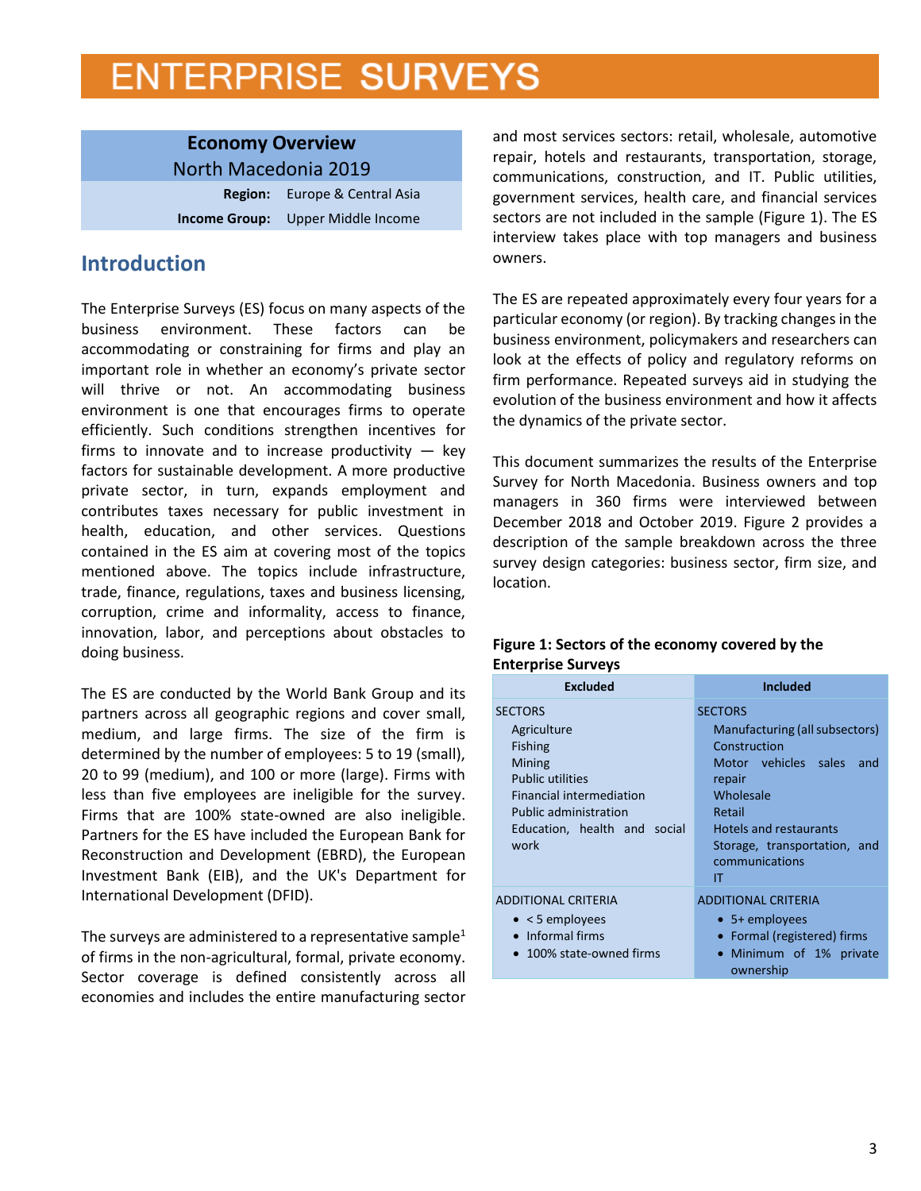# ENTERPRISE SURVEYS

| Economy Overview | |
|---|---|
| North Macedonia 2019 | |
| **Region:** | Europe & Central Asia |
| **Income Group:** | Upper Middle Income |

## Introduction

The Enterprise Surveys (ES) focus on many aspects of the business environment. These factors can be accommodating or constraining for firms and play an important role in whether an economy's private sector will thrive or not. An accommodating business environment is one that encourages firms to operate efficiently. Such conditions strengthen incentives for firms to innovate and to increase productivity — key factors for sustainable development. A more productive private sector, in turn, expands employment and contributes taxes necessary for public investment in health, education, and other services. Questions contained in the ES aim at covering most of the topics mentioned above. The topics include infrastructure, trade, finance, regulations, taxes and business licensing, corruption, crime and informality, access to finance, innovation, labor, and perceptions about obstacles to doing business.

The ES are conducted by the World Bank Group and its partners across all geographic regions and cover small, medium, and large firms. The size of the firm is determined by the number of employees: 5 to 19 (small), 20 to 99 (medium), and 100 or more (large). Firms with less than five employees are ineligible for the survey. Firms that are 100% state-owned are also ineligible. Partners for the ES have included the European Bank for Reconstruction and Development (EBRD), the European Investment Bank (EIB), and the UK's Department for International Development (DFID).

The surveys are administered to a representative sample[1] of firms in the non-agricultural, formal, private economy. Sector coverage is defined consistently across all economies and includes the entire manufacturing sector and most services sectors: retail, wholesale, automotive repair, hotels and restaurants, transportation, storage, communications, construction, and IT. Public utilities, government services, health care, and financial services sectors are not included in the sample (Figure 1). The ES interview takes place with top managers and business owners.

The ES are repeated approximately every four years for a particular economy (or region). By tracking changes in the business environment, policymakers and researchers can look at the effects of policy and regulatory reforms on firm performance. Repeated surveys aid in studying the evolution of the business environment and how it affects the dynamics of the private sector.

This document summarizes the results of the Enterprise Survey for North Macedonia. Business owners and top managers in 360 firms were interviewed between December 2018 and October 2019. Figure 2 provides a description of the sample breakdown across the three survey design categories: business sector, firm size, and location.

**Figure 1: Sectors of the economy covered by the Enterprise Surveys**

| Excluded | Included |
|---|---|
| SECTORS<br>Agriculture<br>Fishing<br>Mining<br>Public utilities<br>Financial intermediation<br>Public administration<br>Education, health and social work | SECTORS<br>Manufacturing (all subsectors)<br>Construction<br>Motor vehicles sales and repair<br>Wholesale<br>Retail<br>Hotels and restaurants<br>Storage, transportation, and communications<br>IT |
| ADDITIONAL CRITERIA<br>• < 5 employees<br>• Informal firms<br>• 100% state-owned firms | ADDITIONAL CRITERIA<br>• 5+ employees<br>• Formal (registered) firms<br>• Minimum of 1% private ownership |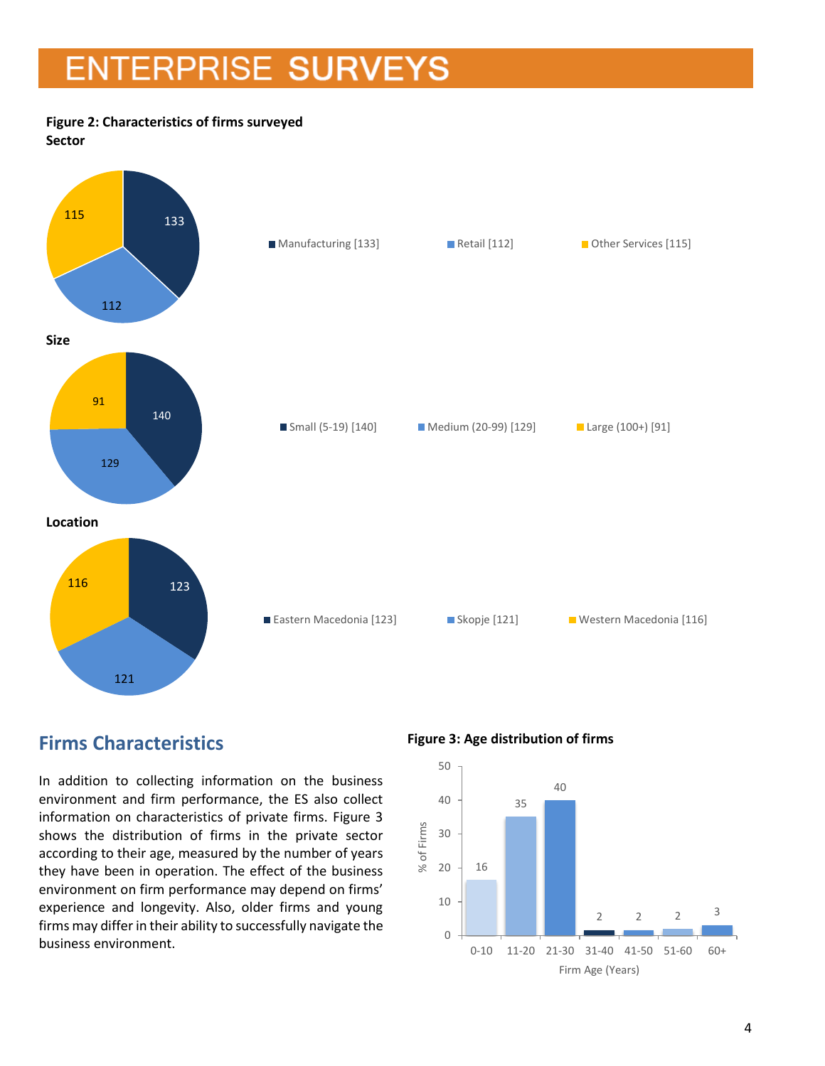**Figure 2: Characteristics of firms surveyed**

**Sector**

| Sector | Number of firms |
|---|---|
| Manufacturing | 133 |
| Retail | 112 |
| Other Services | 115 |

**Size**

| Size | Number of firms |
|---|---|
| Small (5-19) | 140 |
| Medium (20-99) | 129 |
| Large (100+) | 91 |

**Location**

| Location | Number of firms |
|---|---|
| Eastern Macedonia | 123 |
| Skopje | 121 |
| Western Macedonia | 116 |

## Firms Characteristics

In addition to collecting information on the business environment and firm performance, the ES also collect information on characteristics of private firms. Figure 3 shows the distribution of firms in the private sector according to their age, measured by the number of years they have been in operation. The effect of the business environment on firm performance may depend on firms' experience and longevity. Also, older firms and young firms may differ in their ability to successfully navigate the business environment.

**Figure 3: Age distribution of firms**

| Firm Age (Years) | % of Firms |
|---|---|
| 0-10 | 16 |
| 11-20 | 35 |
| 21-30 | 40 |
| 31-40 | 2 |
| 41-50 | 2 |
| 51-60 | 2 |
| 60+ | 3 |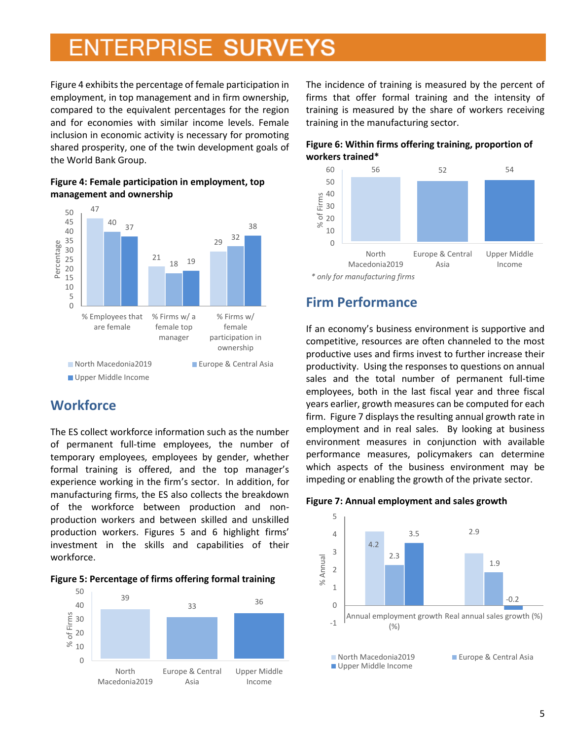# ENTERPRISE SURVEYS

Figure 4 exhibits the percentage of female participation in employment, in top management and in firm ownership, compared to the equivalent percentages for the region and for economies with similar income levels. Female inclusion in economic activity is necessary for promoting shared prosperity, one of the twin development goals of the World Bank Group.

**Figure 4: Female participation in employment, top management and ownership**

| | North Macedonia2019 | Europe & Central Asia | Upper Middle Income |
|---|---|---|---|
| % Employees that are female | 47 | 40 | 37 |
| % Firms w/ a female top manager | 21 | 18 | 19 |
| % Firms w/ female participation in ownership | 29 | 32 | 38 |

## Workforce

The ES collect workforce information such as the number of permanent full-time employees, the number of temporary employees, employees by gender, whether formal training is offered, and the top manager's experience working in the firm's sector. In addition, for manufacturing firms, the ES also collects the breakdown of the workforce between production and non-production workers and between skilled and unskilled production workers. Figures 5 and 6 highlight firms' investment in the skills and capabilities of their workforce.

**Figure 5: Percentage of firms offering formal training**

| | North Macedonia2019 | Europe & Central Asia | Upper Middle Income |
|---|---|---|---|
| % of Firms | 39 | 33 | 36 |

The incidence of training is measured by the percent of firms that offer formal training and the intensity of training is measured by the share of workers receiving training in the manufacturing sector.

**Figure 6: Within firms offering training, proportion of workers trained***

| | North Macedonia2019 | Europe & Central Asia | Upper Middle Income |
|---|---|---|---|
| % of Firms | 56 | 52 | 54 |

*\* only for manufacturing firms*

## Firm Performance

If an economy's business environment is supportive and competitive, resources are often channeled to the most productive uses and firms invest to further increase their productivity. Using the responses to questions on annual sales and the total number of permanent full-time employees, both in the last fiscal year and three fiscal years earlier, growth measures can be computed for each firm. Figure 7 displays the resulting annual growth rate in employment and in real sales. By looking at business environment measures in conjunction with available performance measures, policymakers can determine which aspects of the business environment may be impeding or enabling the growth of the private sector.

**Figure 7: Annual employment and sales growth**

| % Annual | North Macedonia2019 | Europe & Central Asia | Upper Middle Income |
|---|---|---|---|
| Annual employment growth (%) | 4.2 | 2.3 | 3.5 |
| Real annual sales growth (%) | 2.9 | 1.9 | -0.2 |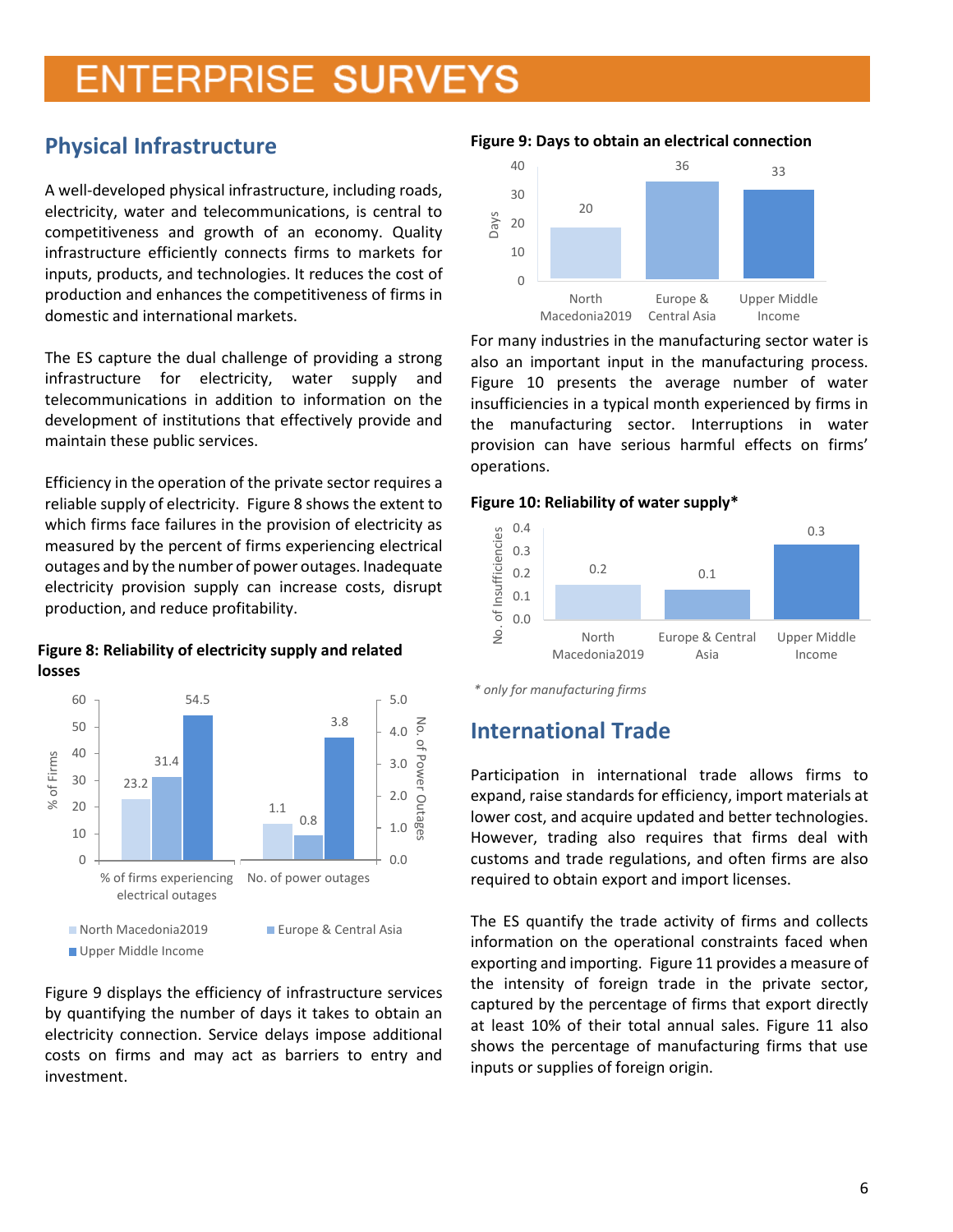# ENTERPRISE SURVEYS

## Physical Infrastructure

A well-developed physical infrastructure, including roads, electricity, water and telecommunications, is central to competitiveness and growth of an economy. Quality infrastructure efficiently connects firms to markets for inputs, products, and technologies. It reduces the cost of production and enhances the competitiveness of firms in domestic and international markets.

The ES capture the dual challenge of providing a strong infrastructure for electricity, water supply and telecommunications in addition to information on the development of institutions that effectively provide and maintain these public services.

Efficiency in the operation of the private sector requires a reliable supply of electricity. Figure 8 shows the extent to which firms face failures in the provision of electricity as measured by the percent of firms experiencing electrical outages and by the number of power outages. Inadequate electricity provision supply can increase costs, disrupt production, and reduce profitability.

**Figure 8: Reliability of electricity supply and related losses**

| | North Macedonia2019 | Europe & Central Asia | Upper Middle Income |
|---|---|---|---|
| % of firms experiencing electrical outages | 23.2 | 31.4 | 54.5 |
| No. of power outages | 1.1 | 0.8 | 3.8 |

Figure 9 displays the efficiency of infrastructure services by quantifying the number of days it takes to obtain an electricity connection. Service delays impose additional costs on firms and may act as barriers to entry and investment.

**Figure 9: Days to obtain an electrical connection**

| | North Macedonia2019 | Europe & Central Asia | Upper Middle Income |
|---|---|---|---|
| Days | 20 | 36 | 33 |

For many industries in the manufacturing sector water is also an important input in the manufacturing process. Figure 10 presents the average number of water insufficiencies in a typical month experienced by firms in the manufacturing sector. Interruptions in water provision can have serious harmful effects on firms' operations.

**Figure 10: Reliability of water supply***

| | North Macedonia2019 | Europe & Central Asia | Upper Middle Income |
|---|---|---|---|
| No. of Insufficiencies | 0.2 | 0.1 | 0.3 |

*\* only for manufacturing firms*

## International Trade

Participation in international trade allows firms to expand, raise standards for efficiency, import materials at lower cost, and acquire updated and better technologies. However, trading also requires that firms deal with customs and trade regulations, and often firms are also required to obtain export and import licenses.

The ES quantify the trade activity of firms and collects information on the operational constraints faced when exporting and importing. Figure 11 provides a measure of the intensity of foreign trade in the private sector, captured by the percentage of firms that export directly at least 10% of their total annual sales. Figure 11 also shows the percentage of manufacturing firms that use inputs or supplies of foreign origin.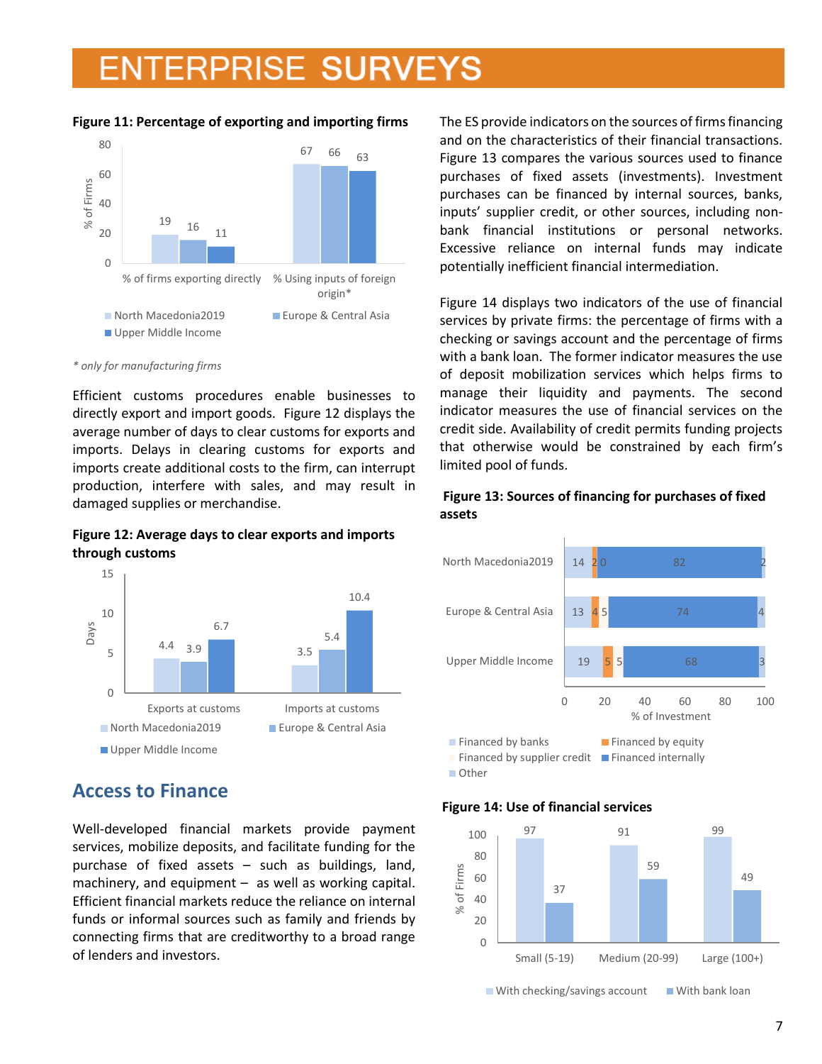**Figure 11: Percentage of exporting and importing firms**

| | North Macedonia2019 | Europe & Central Asia | Upper Middle Income |
|---|---|---|---|
| % of firms exporting directly | 19 | 16 | 11 |
| % Using inputs of foreign origin* | 67 | 66 | 63 |

*\* only for manufacturing firms*

Efficient customs procedures enable businesses to directly export and import goods. Figure 12 displays the average number of days to clear customs for exports and imports. Delays in clearing customs for exports and imports create additional costs to the firm, can interrupt production, interfere with sales, and may result in damaged supplies or merchandise.

**Figure 12: Average days to clear exports and imports through customs**

| | North Macedonia2019 | Europe & Central Asia | Upper Middle Income |
|---|---|---|---|
| Exports at customs | 4.4 | 3.9 | 6.7 |
| Imports at customs | 3.5 | 5.4 | 10.4 |

## Access to Finance

Well-developed financial markets provide payment services, mobilize deposits, and facilitate funding for the purchase of fixed assets – such as buildings, land, machinery, and equipment – as well as working capital. Efficient financial markets reduce the reliance on internal funds or informal sources such as family and friends by connecting firms that are creditworthy to a broad range of lenders and investors.

The ES provide indicators on the sources of firms financing and on the characteristics of their financial transactions. Figure 13 compares the various sources used to finance purchases of fixed assets (investments). Investment purchases can be financed by internal sources, banks, inputs' supplier credit, or other sources, including non-bank financial institutions or personal networks. Excessive reliance on internal funds may indicate potentially inefficient financial intermediation.

Figure 14 displays two indicators of the use of financial services by private firms: the percentage of firms with a checking or savings account and the percentage of firms with a bank loan. The former indicator measures the use of deposit mobilization services which helps firms to manage their liquidity and payments. The second indicator measures the use of financial services on the credit side. Availability of credit permits funding projects that otherwise would be constrained by each firm's limited pool of funds.

**Figure 13: Sources of financing for purchases of fixed assets**

| % of Investment | Financed by banks | Financed by equity | Financed by supplier credit | Financed internally | Other |
|---|---|---|---|---|---|
| North Macedonia2019 | 14 | 2 | 0 | 82 | 2 |
| Europe & Central Asia | 13 | 4 | 5 | 74 | 4 |
| Upper Middle Income | 19 | 5 | 5 | 68 | 3 |

**Figure 14: Use of financial services**

| % of Firms | With checking/savings account | With bank loan |
|---|---|---|
| Small (5-19) | 97 | 37 |
| Medium (20-99) | 91 | 59 |
| Large (100+) | 99 | 49 |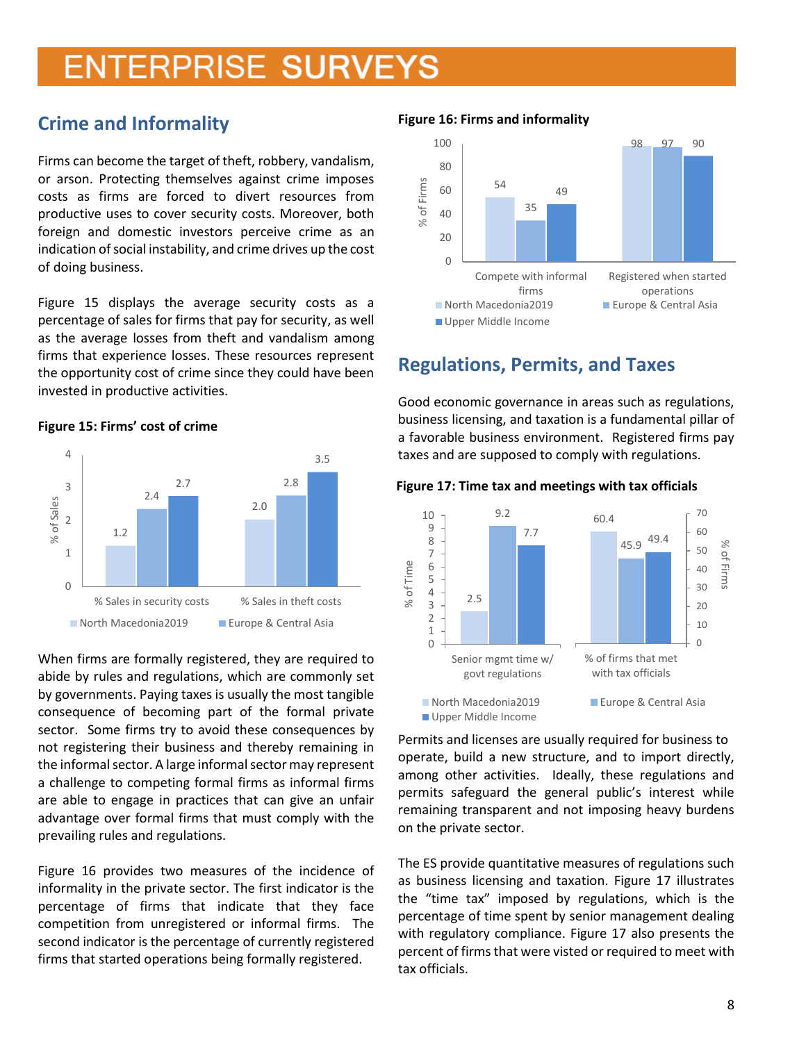## Crime and Informality

Firms can become the target of theft, robbery, vandalism, or arson. Protecting themselves against crime imposes costs as firms are forced to divert resources from productive uses to cover security costs. Moreover, both foreign and domestic investors perceive crime as an indication of social instability, and crime drives up the cost of doing business.

Figure 15 displays the average security costs as a percentage of sales for firms that pay for security, as well as the average losses from theft and vandalism among firms that experience losses. These resources represent the opportunity cost of crime since they could have been invested in productive activities.

**Figure 15: Firms' cost of crime**

| % of Sales | North Macedonia2019 | Europe & Central Asia | Upper Middle Income |
|---|---|---|---|
| % Sales in security costs | 1.2 | 2.4 | 2.7 |
| % Sales in theft costs | 2.0 | 2.8 | 3.5 |

When firms are formally registered, they are required to abide by rules and regulations, which are commonly set by governments. Paying taxes is usually the most tangible consequence of becoming part of the formal private sector. Some firms try to avoid these consequences by not registering their business and thereby remaining in the informal sector. A large informal sector may represent a challenge to competing formal firms as informal firms are able to engage in practices that can give an unfair advantage over formal firms that must comply with the prevailing rules and regulations.

Figure 16 provides two measures of the incidence of informality in the private sector. The first indicator is the percentage of firms that indicate that they face competition from unregistered or informal firms. The second indicator is the percentage of currently registered firms that started operations being formally registered.

**Figure 16: Firms and informality**

| % of Firms | North Macedonia2019 | Europe & Central Asia | Upper Middle Income |
|---|---|---|---|
| Compete with informal firms | 54 | 35 | 49 |
| Registered when started operations | 98 | 97 | 90 |

## Regulations, Permits, and Taxes

Good economic governance in areas such as regulations, business licensing, and taxation is a fundamental pillar of a favorable business environment. Registered firms pay taxes and are supposed to comply with regulations.

**Figure 17: Time tax and meetings with tax officials**

| | North Macedonia2019 | Europe & Central Asia | Upper Middle Income |
|---|---|---|---|
| Senior mgmt time w/ govt regulations (% of Time) | 2.5 | 9.2 | 7.7 |
| % of firms that met with tax officials (% of Firms) | 60.4 | 45.9 | 49.4 |

Permits and licenses are usually required for business to operate, build a new structure, and to import directly, among other activities. Ideally, these regulations and permits safeguard the general public's interest while remaining transparent and not imposing heavy burdens on the private sector.

The ES provide quantitative measures of regulations such as business licensing and taxation. Figure 17 illustrates the "time tax" imposed by regulations, which is the percentage of time spent by senior management dealing with regulatory compliance. Figure 17 also presents the percent of firms that were visted or required to meet with tax officials.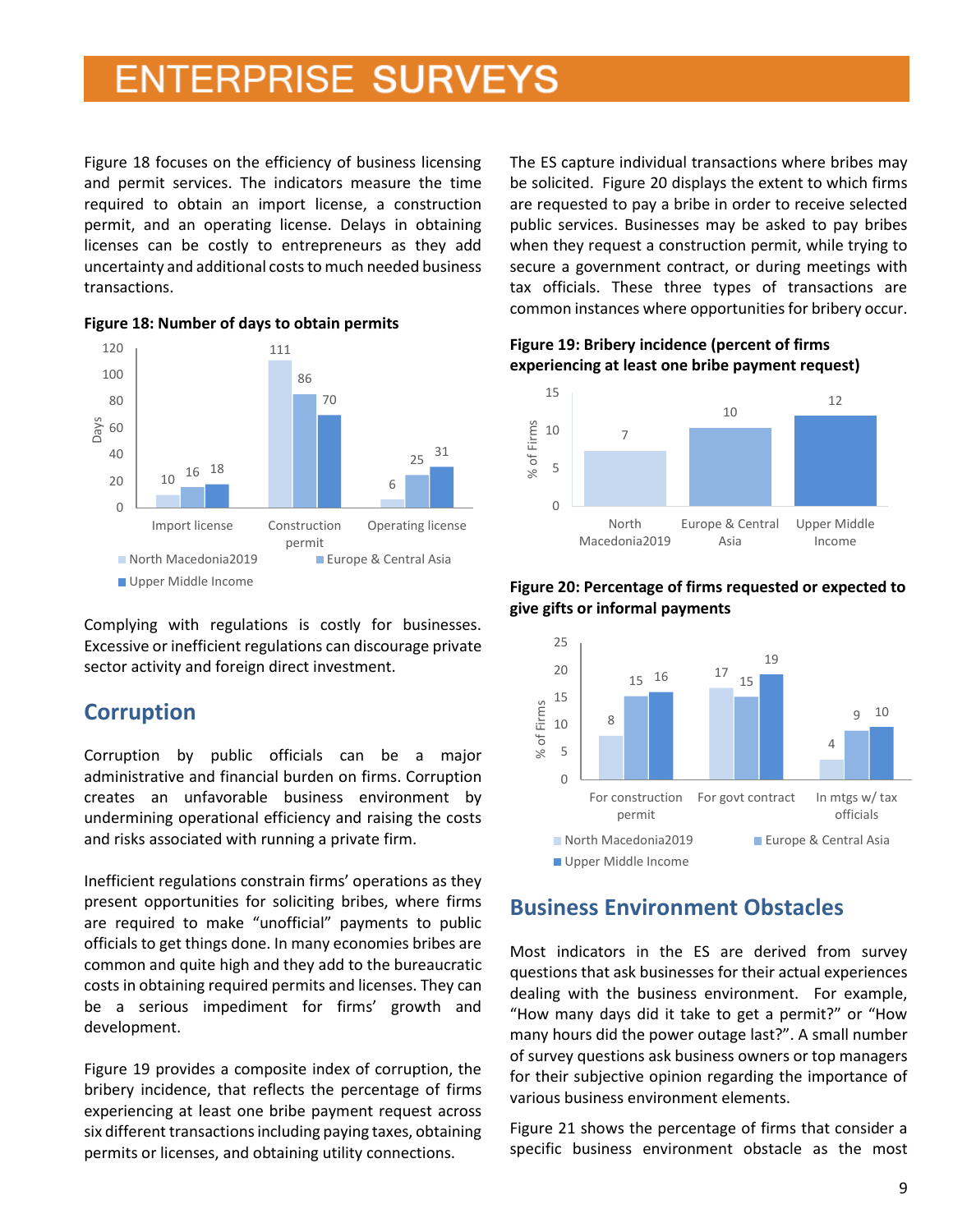Figure 18 focuses on the efficiency of business licensing and permit services. The indicators measure the time required to obtain an import license, a construction permit, and an operating license. Delays in obtaining licenses can be costly to entrepreneurs as they add uncertainty and additional costs to much needed business transactions.

**Figure 18: Number of days to obtain permits**

| | North Macedonia2019 | Europe & Central Asia | Upper Middle Income |
|---|---|---|---|
| Import license | 10 | 16 | 18 |
| Construction permit | 111 | 86 | 70 |
| Operating license | 6 | 25 | 31 |

Complying with regulations is costly for businesses. Excessive or inefficient regulations can discourage private sector activity and foreign direct investment.

## Corruption

Corruption by public officials can be a major administrative and financial burden on firms. Corruption creates an unfavorable business environment by undermining operational efficiency and raising the costs and risks associated with running a private firm.

Inefficient regulations constrain firms' operations as they present opportunities for soliciting bribes, where firms are required to make "unofficial" payments to public officials to get things done. In many economies bribes are common and quite high and they add to the bureaucratic costs in obtaining required permits and licenses. They can be a serious impediment for firms' growth and development.

Figure 19 provides a composite index of corruption, the bribery incidence, that reflects the percentage of firms experiencing at least one bribe payment request across six different transactions including paying taxes, obtaining permits or licenses, and obtaining utility connections.

The ES capture individual transactions where bribes may be solicited. Figure 20 displays the extent to which firms are requested to pay a bribe in order to receive selected public services. Businesses may be asked to pay bribes when they request a construction permit, while trying to secure a government contract, or during meetings with tax officials. These three types of transactions are common instances where opportunities for bribery occur.

**Figure 19: Bribery incidence (percent of firms experiencing at least one bribe payment request)**

| | % of Firms |
|---|---|
| North Macedonia2019 | 7 |
| Europe & Central Asia | 10 |
| Upper Middle Income | 12 |

**Figure 20: Percentage of firms requested or expected to give gifts or informal payments**

| | North Macedonia2019 | Europe & Central Asia | Upper Middle Income |
|---|---|---|---|
| For construction permit | 8 | 15 | 16 |
| For govt contract | 17 | 15 | 19 |
| In mtgs w/ tax officials | 4 | 9 | 10 |

## Business Environment Obstacles

Most indicators in the ES are derived from survey questions that ask businesses for their actual experiences dealing with the business environment. For example, "How many days did it take to get a permit?" or "How many hours did the power outage last?". A small number of survey questions ask business owners or top managers for their subjective opinion regarding the importance of various business environment elements.

Figure 21 shows the percentage of firms that consider a specific business environment obstacle as the most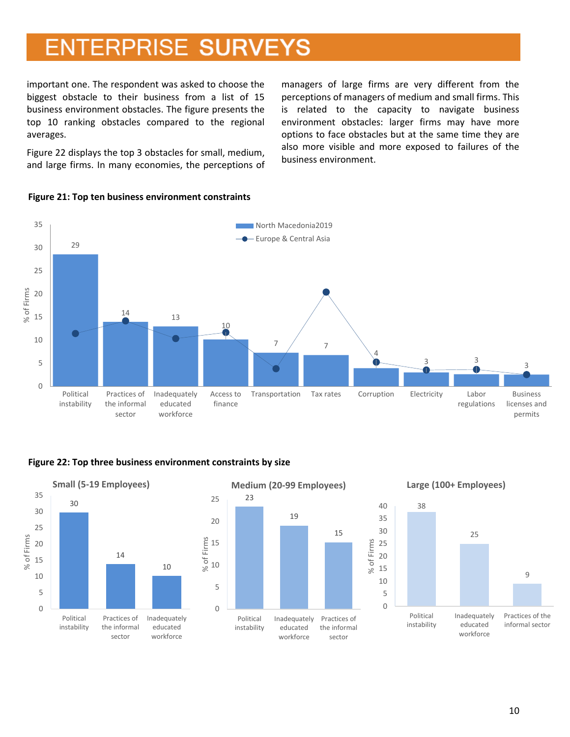important one. The respondent was asked to choose the biggest obstacle to their business from a list of 15 business environment obstacles. The figure presents the top 10 ranking obstacles compared to the regional averages.

Figure 22 displays the top 3 obstacles for small, medium, and large firms. In many economies, the perceptions of managers of large firms are very different from the perceptions of managers of medium and small firms. This is related to the capacity to navigate business environment obstacles: larger firms may have more options to face obstacles but at the same time they are also more visible and more exposed to failures of the business environment.

**Figure 21: Top ten business environment constraints**

| Constraint | North Macedonia2019 (% of Firms) |
|---|---|
| Political instability | 29 |
| Practices of the informal sector | 14 |
| Inadequately educated workforce | 13 |
| Access to finance | 10 |
| Transportation | 7 |
| Tax rates | 7 |
| Corruption | 4 |
| Electricity | 3 |
| Labor regulations | 3 |
| Business licenses and permits | 3 |

**Figure 22: Top three business environment constraints by size**

**Small (5-19 Employees)**

| Constraint | % of Firms |
|---|---|
| Political instability | 30 |
| Practices of the informal sector | 14 |
| Inadequately educated workforce | 10 |

**Medium (20-99 Employees)**

| Constraint | % of Firms |
|---|---|
| Political instability | 23 |
| Inadequately educated workforce | 19 |
| Practices of the informal sector | 15 |

**Large (100+ Employees)**

| Constraint | % of Firms |
|---|---|
| Political instability | 38 |
| Inadequately educated workforce | 25 |
| Practices of the informal sector | 9 |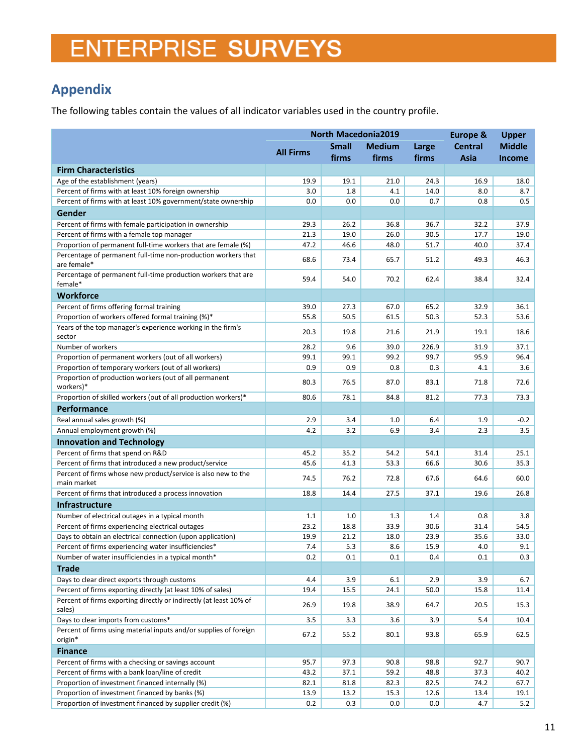# ENTERPRISE SURVEYS

## Appendix

The following tables contain the values of all indicator variables used in the country profile.

| | North Macedonia2019 | | | | Europe & Central Asia | Upper Middle Income |
|---|---|---|---|---|---|---|
| | All Firms | Small firms | Medium firms | Large firms | | |
| **Firm Characteristics** | | | | | | |
| Age of the establishment (years) | 19.9 | 19.1 | 21.0 | 24.3 | 16.9 | 18.0 |
| Percent of firms with at least 10% foreign ownership | 3.0 | 1.8 | 4.1 | 14.0 | 8.0 | 8.7 |
| Percent of firms with at least 10% government/state ownership | 0.0 | 0.0 | 0.0 | 0.7 | 0.8 | 0.5 |
| **Gender** | | | | | | |
| Percent of firms with female participation in ownership | 29.3 | 26.2 | 36.8 | 36.7 | 32.2 | 37.9 |
| Percent of firms with a female top manager | 21.3 | 19.0 | 26.0 | 30.5 | 17.7 | 19.0 |
| Proportion of permanent full-time workers that are female (%) | 47.2 | 46.6 | 48.0 | 51.7 | 40.0 | 37.4 |
| Percentage of permanent full-time non-production workers that are female* | 68.6 | 73.4 | 65.7 | 51.2 | 49.3 | 46.3 |
| Percentage of permanent full-time production workers that are female* | 59.4 | 54.0 | 70.2 | 62.4 | 38.4 | 32.4 |
| **Workforce** | | | | | | |
| Percent of firms offering formal training | 39.0 | 27.3 | 67.0 | 65.2 | 32.9 | 36.1 |
| Proportion of workers offered formal training (%)* | 55.8 | 50.5 | 61.5 | 50.3 | 52.3 | 53.6 |
| Years of the top manager's experience working in the firm's sector | 20.3 | 19.8 | 21.6 | 21.9 | 19.1 | 18.6 |
| Number of workers | 28.2 | 9.6 | 39.0 | 226.9 | 31.9 | 37.1 |
| Proportion of permanent workers (out of all workers) | 99.1 | 99.1 | 99.2 | 99.7 | 95.9 | 96.4 |
| Proportion of temporary workers (out of all workers) | 0.9 | 0.9 | 0.8 | 0.3 | 4.1 | 3.6 |
| Proportion of production workers (out of all permanent workers)* | 80.3 | 76.5 | 87.0 | 83.1 | 71.8 | 72.6 |
| Proportion of skilled workers (out of all production workers)* | 80.6 | 78.1 | 84.8 | 81.2 | 77.3 | 73.3 |
| **Performance** | | | | | | |
| Real annual sales growth (%) | 2.9 | 3.4 | 1.0 | 6.4 | 1.9 | -0.2 |
| Annual employment growth (%) | 4.2 | 3.2 | 6.9 | 3.4 | 2.3 | 3.5 |
| **Innovation and Technology** | | | | | | |
| Percent of firms that spend on R&D | 45.2 | 35.2 | 54.2 | 54.1 | 31.4 | 25.1 |
| Percent of firms that introduced a new product/service | 45.6 | 41.3 | 53.3 | 66.6 | 30.6 | 35.3 |
| Percent of firms whose new product/service is also new to the main market | 74.5 | 76.2 | 72.8 | 67.6 | 64.6 | 60.0 |
| Percent of firms that introduced a process innovation | 18.8 | 14.4 | 27.5 | 37.1 | 19.6 | 26.8 |
| **Infrastructure** | | | | | | |
| Number of electrical outages in a typical month | 1.1 | 1.0 | 1.3 | 1.4 | 0.8 | 3.8 |
| Percent of firms experiencing electrical outages | 23.2 | 18.8 | 33.9 | 30.6 | 31.4 | 54.5 |
| Days to obtain an electrical connection (upon application) | 19.9 | 21.2 | 18.0 | 23.9 | 35.6 | 33.0 |
| Percent of firms experiencing water insufficiencies* | 7.4 | 5.3 | 8.6 | 15.9 | 4.0 | 9.1 |
| Number of water insufficiencies in a typical month* | 0.2 | 0.1 | 0.1 | 0.4 | 0.1 | 0.3 |
| **Trade** | | | | | | |
| Days to clear direct exports through customs | 4.4 | 3.9 | 6.1 | 2.9 | 3.9 | 6.7 |
| Percent of firms exporting directly (at least 10% of sales) | 19.4 | 15.5 | 24.1 | 50.0 | 15.8 | 11.4 |
| Percent of firms exporting directly or indirectly (at least 10% of sales) | 26.9 | 19.8 | 38.9 | 64.7 | 20.5 | 15.3 |
| Days to clear imports from customs* | 3.5 | 3.3 | 3.6 | 3.9 | 5.4 | 10.4 |
| Percent of firms using material inputs and/or supplies of foreign origin* | 67.2 | 55.2 | 80.1 | 93.8 | 65.9 | 62.5 |
| **Finance** | | | | | | |
| Percent of firms with a checking or savings account | 95.7 | 97.3 | 90.8 | 98.8 | 92.7 | 90.7 |
| Percent of firms with a bank loan/line of credit | 43.2 | 37.1 | 59.2 | 48.8 | 37.3 | 40.2 |
| Proportion of investment financed internally (%) | 82.1 | 81.8 | 82.3 | 82.5 | 74.2 | 67.7 |
| Proportion of investment financed by banks (%) | 13.9 | 13.2 | 15.3 | 12.6 | 13.4 | 19.1 |
| Proportion of investment financed by supplier credit (%) | 0.2 | 0.3 | 0.0 | 0.0 | 4.7 | 5.2 |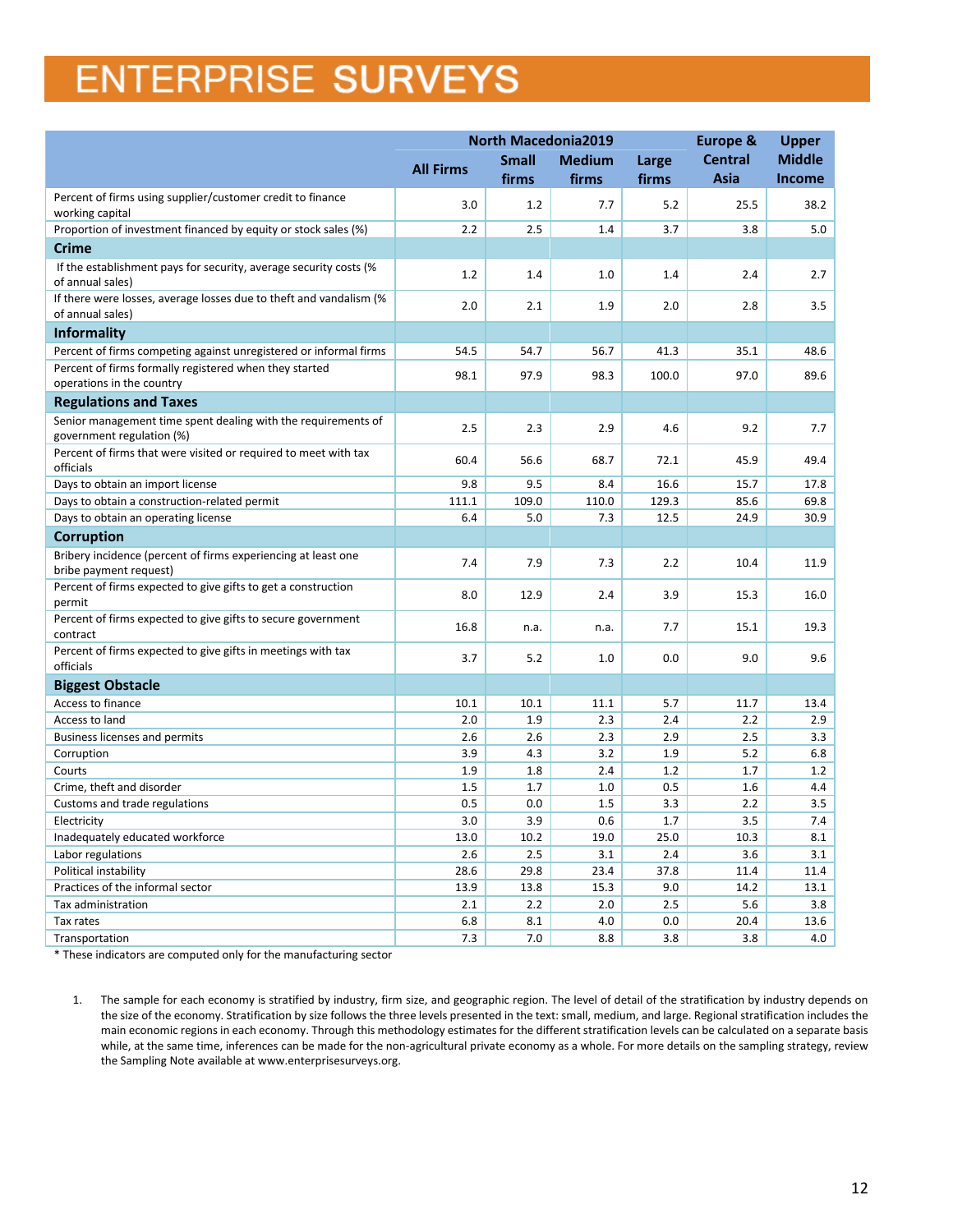# ENTERPRISE SURVEYS

| | North Macedonia2019 | | | | Europe & Central Asia | Upper Middle Income |
|---|---|---|---|---|---|---|
| | All Firms | Small firms | Medium firms | Large firms | | |
| Percent of firms using supplier/customer credit to finance working capital | 3.0 | 1.2 | 7.7 | 5.2 | 25.5 | 38.2 |
| Proportion of investment financed by equity or stock sales (%) | 2.2 | 2.5 | 1.4 | 3.7 | 3.8 | 5.0 |
| **Crime** | | | | | | |
| If the establishment pays for security, average security costs (% of annual sales) | 1.2 | 1.4 | 1.0 | 1.4 | 2.4 | 2.7 |
| If there were losses, average losses due to theft and vandalism (% of annual sales) | 2.0 | 2.1 | 1.9 | 2.0 | 2.8 | 3.5 |
| **Informality** | | | | | | |
| Percent of firms competing against unregistered or informal firms | 54.5 | 54.7 | 56.7 | 41.3 | 35.1 | 48.6 |
| Percent of firms formally registered when they started operations in the country | 98.1 | 97.9 | 98.3 | 100.0 | 97.0 | 89.6 |
| **Regulations and Taxes** | | | | | | |
| Senior management time spent dealing with the requirements of government regulation (%) | 2.5 | 2.3 | 2.9 | 4.6 | 9.2 | 7.7 |
| Percent of firms that were visited or required to meet with tax officials | 60.4 | 56.6 | 68.7 | 72.1 | 45.9 | 49.4 |
| Days to obtain an import license | 9.8 | 9.5 | 8.4 | 16.6 | 15.7 | 17.8 |
| Days to obtain a construction-related permit | 111.1 | 109.0 | 110.0 | 129.3 | 85.6 | 69.8 |
| Days to obtain an operating license | 6.4 | 5.0 | 7.3 | 12.5 | 24.9 | 30.9 |
| **Corruption** | | | | | | |
| Bribery incidence (percent of firms experiencing at least one bribe payment request) | 7.4 | 7.9 | 7.3 | 2.2 | 10.4 | 11.9 |
| Percent of firms expected to give gifts to get a construction permit | 8.0 | 12.9 | 2.4 | 3.9 | 15.3 | 16.0 |
| Percent of firms expected to give gifts to secure government contract | 16.8 | n.a. | n.a. | 7.7 | 15.1 | 19.3 |
| Percent of firms expected to give gifts in meetings with tax officials | 3.7 | 5.2 | 1.0 | 0.0 | 9.0 | 9.6 |
| **Biggest Obstacle** | | | | | | |
| Access to finance | 10.1 | 10.1 | 11.1 | 5.7 | 11.7 | 13.4 |
| Access to land | 2.0 | 1.9 | 2.3 | 2.4 | 2.2 | 2.9 |
| Business licenses and permits | 2.6 | 2.6 | 2.3 | 2.9 | 2.5 | 3.3 |
| Corruption | 3.9 | 4.3 | 3.2 | 1.9 | 5.2 | 6.8 |
| Courts | 1.9 | 1.8 | 2.4 | 1.2 | 1.7 | 1.2 |
| Crime, theft and disorder | 1.5 | 1.7 | 1.0 | 0.5 | 1.6 | 4.4 |
| Customs and trade regulations | 0.5 | 0.0 | 1.5 | 3.3 | 2.2 | 3.5 |
| Electricity | 3.0 | 3.9 | 0.6 | 1.7 | 3.5 | 7.4 |
| Inadequately educated workforce | 13.0 | 10.2 | 19.0 | 25.0 | 10.3 | 8.1 |
| Labor regulations | 2.6 | 2.5 | 3.1 | 2.4 | 3.6 | 3.1 |
| Political instability | 28.6 | 29.8 | 23.4 | 37.8 | 11.4 | 11.4 |
| Practices of the informal sector | 13.9 | 13.8 | 15.3 | 9.0 | 14.2 | 13.1 |
| Tax administration | 2.1 | 2.2 | 2.0 | 2.5 | 5.6 | 3.8 |
| Tax rates | 6.8 | 8.1 | 4.0 | 0.0 | 20.4 | 13.6 |
| Transportation | 7.3 | 7.0 | 8.8 | 3.8 | 3.8 | 4.0 |

* These indicators are computed only for the manufacturing sector

1. The sample for each economy is stratified by industry, firm size, and geographic region. The level of detail of the stratification by industry depends on the size of the economy. Stratification by size follows the three levels presented in the text: small, medium, and large. Regional stratification includes the main economic regions in each economy. Through this methodology estimates for the different stratification levels can be calculated on a separate basis while, at the same time, inferences can be made for the non-agricultural private economy as a whole. For more details on the sampling strategy, review the Sampling Note available at www.enterprisesurveys.org.